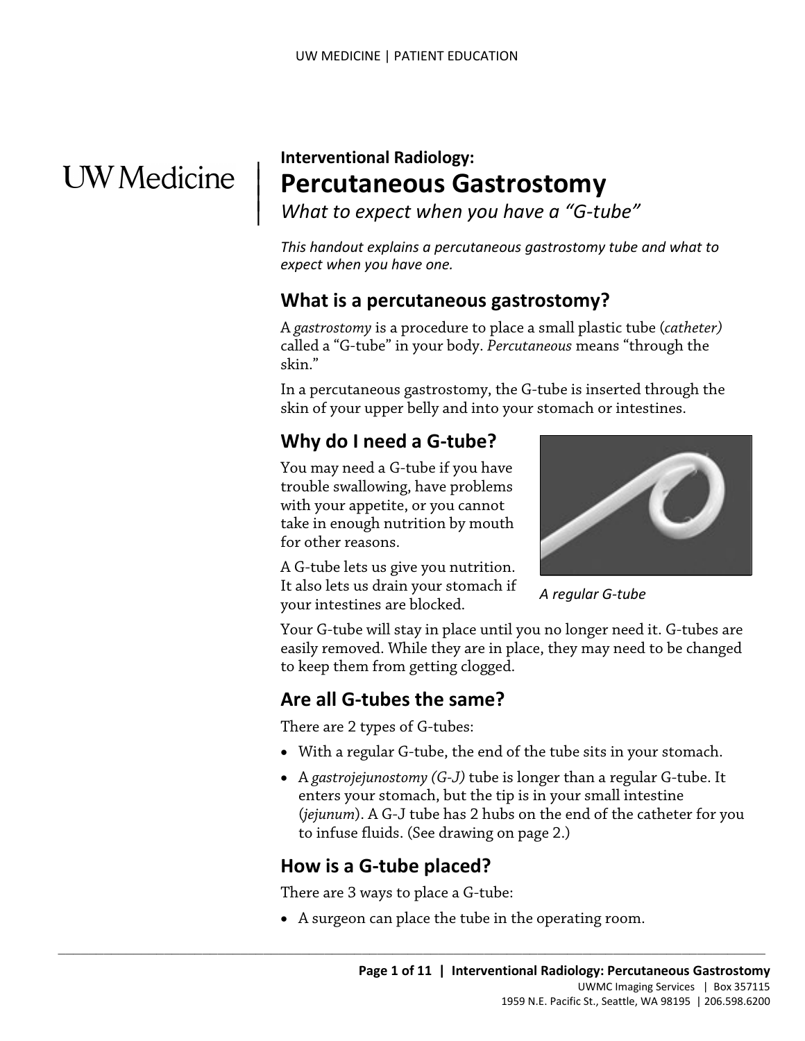UW Medicine

# Interventional Radiology: Percutaneous Gastrostomy

*What to expect when you have a "G-tube"*

*This handout explains a percutaneous gastrostomy tube and what to expect when you have one.*

## What is a percutaneous gastrostomy?

A *gastrostomy* is a procedure to place a small plastic tube (*catheter)* called a "G-tube" in your body. *Percutaneous* means "through the skin."

In a percutaneous gastrostomy, the G-tube is inserted through the skin of your upper belly and into your stomach or intestines.

## Why do I need a G-tube?

You may need a G-tube if you have trouble swallowing, have problems with your appetite, or you cannot take in enough nutrition by mouth for other reasons.

A G-tube lets us give you nutrition. It also lets us drain your stomach if your intestines are blocked.

*A regular G-tube*

Your G-tube will stay in place until you no longer need it. G-tubes are easily removed. While they are in place, they may need to be changed to keep them from getting clogged.

## Are all G-tubes the same?

There are 2 types of G-tubes:

- With a regular G-tube, the end of the tube sits in your stomach.
- A *gastrojejunostomy (G-J)* tube is longer than a regular G-tube. It enters your stomach, but the tip is in your small intestine (*jejunum*). A G-J tube has 2 hubs on the end of the catheter for you to infuse fluids. (See drawing on page 2.)

## How is a G-tube placed?

There are 3 ways to place a G-tube:

- A surgeon can place the tube in the operating room.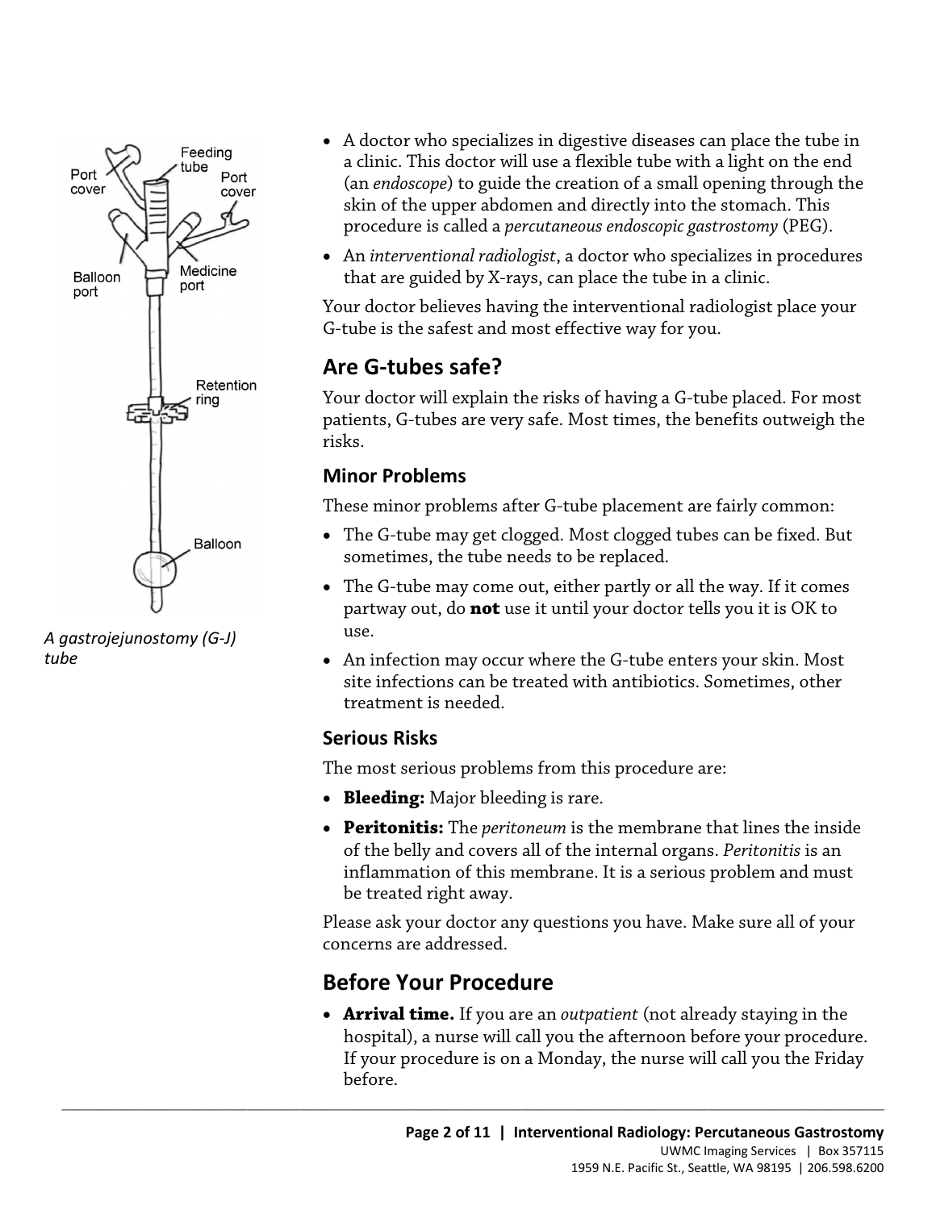A gastrojejunostomy (G-J) tube

- A doctor who specializes in digestive diseases can place the tube in a clinic. This doctor will use a flexible tube with a light on the end (an *endoscope*) to guide the creation of a small opening through the skin of the upper abdomen and directly into the stomach. This procedure is called a *percutaneous endoscopic gastrostomy* (PEG).
- An *interventional radiologist*, a doctor who specializes in procedures that are guided by X-rays, can place the tube in a clinic.

Your doctor believes having the interventional radiologist place your G-tube is the safest and most effective way for you.

## Are G-tubes safe?

Your doctor will explain the risks of having a G-tube placed. For most patients, G-tubes are very safe. Most times, the benefits outweigh the risks.

### Minor Problems

These minor problems after G-tube placement are fairly common:

- The G-tube may get clogged. Most clogged tubes can be fixed. But sometimes, the tube needs to be replaced.
- The G-tube may come out, either partly or all the way. If it comes partway out, do **not** use it until your doctor tells you it is OK to use.
- An infection may occur where the G-tube enters your skin. Most site infections can be treated with antibiotics. Sometimes, other treatment is needed.

### Serious Risks

The most serious problems from this procedure are:

- **Bleeding:** Major bleeding is rare.
- **Peritonitis:** The *peritoneum* is the membrane that lines the inside of the belly and covers all of the internal organs. *Peritonitis* is an inflammation of this membrane. It is a serious problem and must be treated right away.

Please ask your doctor any questions you have. Make sure all of your concerns are addressed.

## Before Your Procedure

- **Arrival time.** If you are an *outpatient* (not already staying in the hospital), a nurse will call you the afternoon before your procedure. If your procedure is on a Monday, the nurse will call you the Friday before.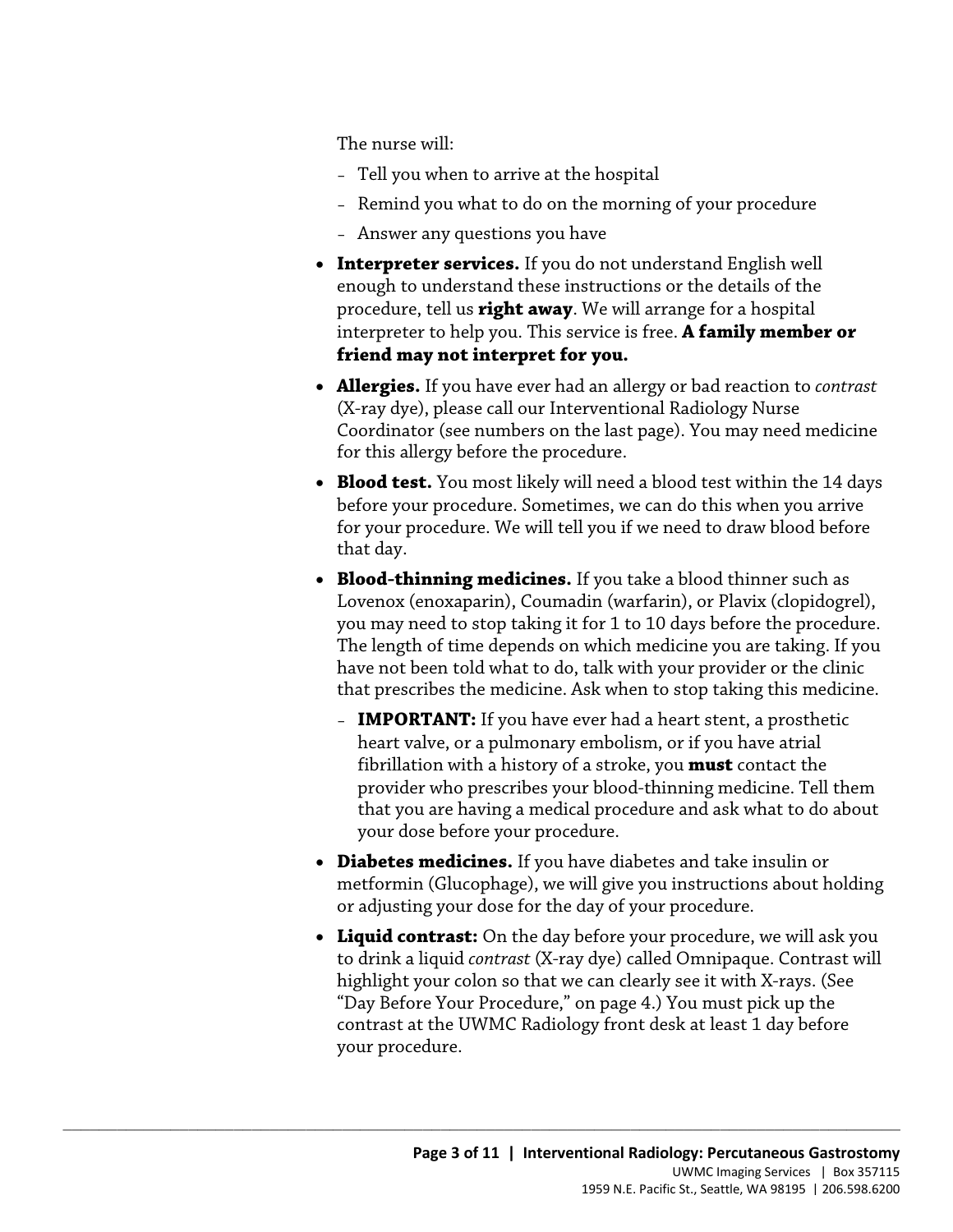The nurse will:

- Tell you when to arrive at the hospital
- Remind you what to do on the morning of your procedure
- Answer any questions you have

- **Interpreter services.** If you do not understand English well enough to understand these instructions or the details of the procedure, tell us **right away**. We will arrange for a hospital interpreter to help you. This service is free. **A family member or friend may not interpret for you.**
- **Allergies.** If you have ever had an allergy or bad reaction to *contrast* (X-ray dye), please call our Interventional Radiology Nurse Coordinator (see numbers on the last page). You may need medicine for this allergy before the procedure.
- **Blood test.** You most likely will need a blood test within the 14 days before your procedure. Sometimes, we can do this when you arrive for your procedure. We will tell you if we need to draw blood before that day.
- **Blood-thinning medicines.** If you take a blood thinner such as Lovenox (enoxaparin), Coumadin (warfarin), or Plavix (clopidogrel), you may need to stop taking it for 1 to 10 days before the procedure. The length of time depends on which medicine you are taking. If you have not been told what to do, talk with your provider or the clinic that prescribes the medicine. Ask when to stop taking this medicine.
  - **IMPORTANT:** If you have ever had a heart stent, a prosthetic heart valve, or a pulmonary embolism, or if you have atrial fibrillation with a history of a stroke, you **must** contact the provider who prescribes your blood-thinning medicine. Tell them that you are having a medical procedure and ask what to do about your dose before your procedure.
- **Diabetes medicines.** If you have diabetes and take insulin or metformin (Glucophage), we will give you instructions about holding or adjusting your dose for the day of your procedure.
- **Liquid contrast:** On the day before your procedure, we will ask you to drink a liquid *contrast* (X-ray dye) called Omnipaque. Contrast will highlight your colon so that we can clearly see it with X-rays. (See "Day Before Your Procedure," on page 4.) You must pick up the contrast at the UWMC Radiology front desk at least 1 day before your procedure.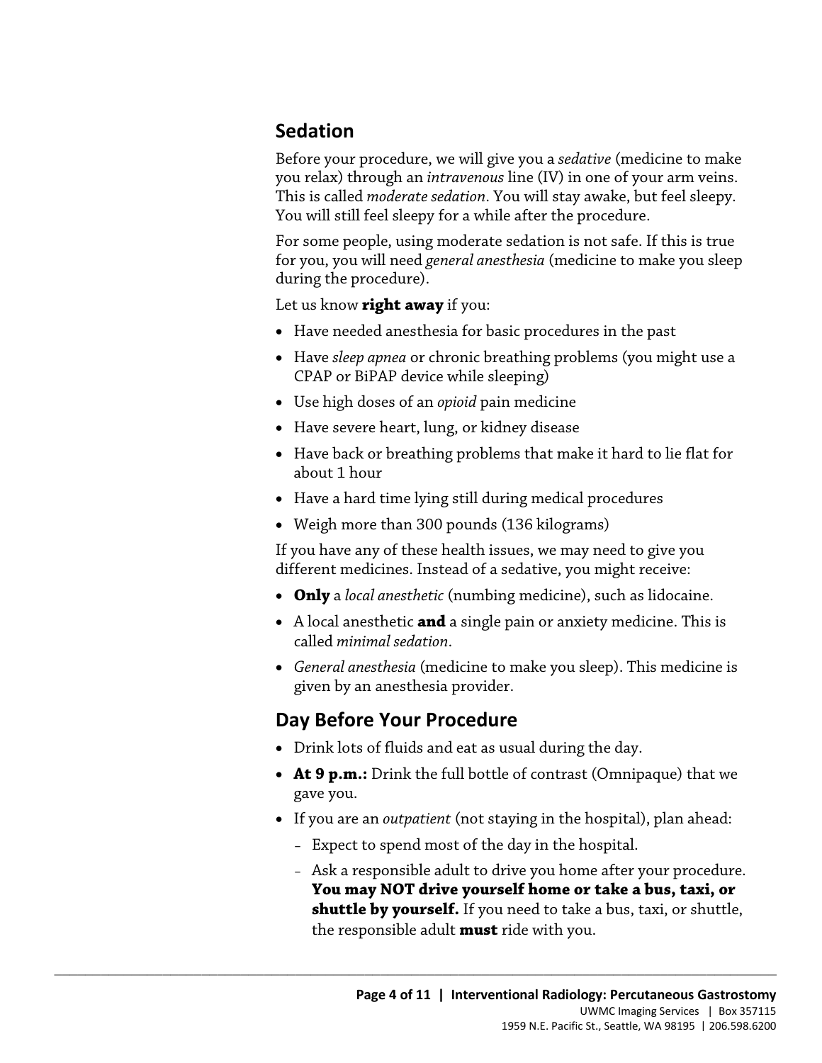## Sedation

Before your procedure, we will give you a *sedative* (medicine to make you relax) through an *intravenous* line (IV) in one of your arm veins. This is called *moderate sedation*. You will stay awake, but feel sleepy. You will still feel sleepy for a while after the procedure.

For some people, using moderate sedation is not safe. If this is true for you, you will need *general anesthesia* (medicine to make you sleep during the procedure).

Let us know **right away** if you:

- Have needed anesthesia for basic procedures in the past
- Have *sleep apnea* or chronic breathing problems (you might use a CPAP or BiPAP device while sleeping)
- Use high doses of an *opioid* pain medicine
- Have severe heart, lung, or kidney disease
- Have back or breathing problems that make it hard to lie flat for about 1 hour
- Have a hard time lying still during medical procedures
- Weigh more than 300 pounds (136 kilograms)

If you have any of these health issues, we may need to give you different medicines. Instead of a sedative, you might receive:

- **Only** a *local anesthetic* (numbing medicine), such as lidocaine.
- A local anesthetic **and** a single pain or anxiety medicine. This is called *minimal sedation*.
- *General anesthesia* (medicine to make you sleep). This medicine is given by an anesthesia provider.

## Day Before Your Procedure

- Drink lots of fluids and eat as usual during the day.
- **At 9 p.m.:** Drink the full bottle of contrast (Omnipaque) that we gave you.
- If you are an *outpatient* (not staying in the hospital), plan ahead:
  - Expect to spend most of the day in the hospital.
  - Ask a responsible adult to drive you home after your procedure. **You may NOT drive yourself home or take a bus, taxi, or shuttle by yourself.** If you need to take a bus, taxi, or shuttle, the responsible adult **must** ride with you.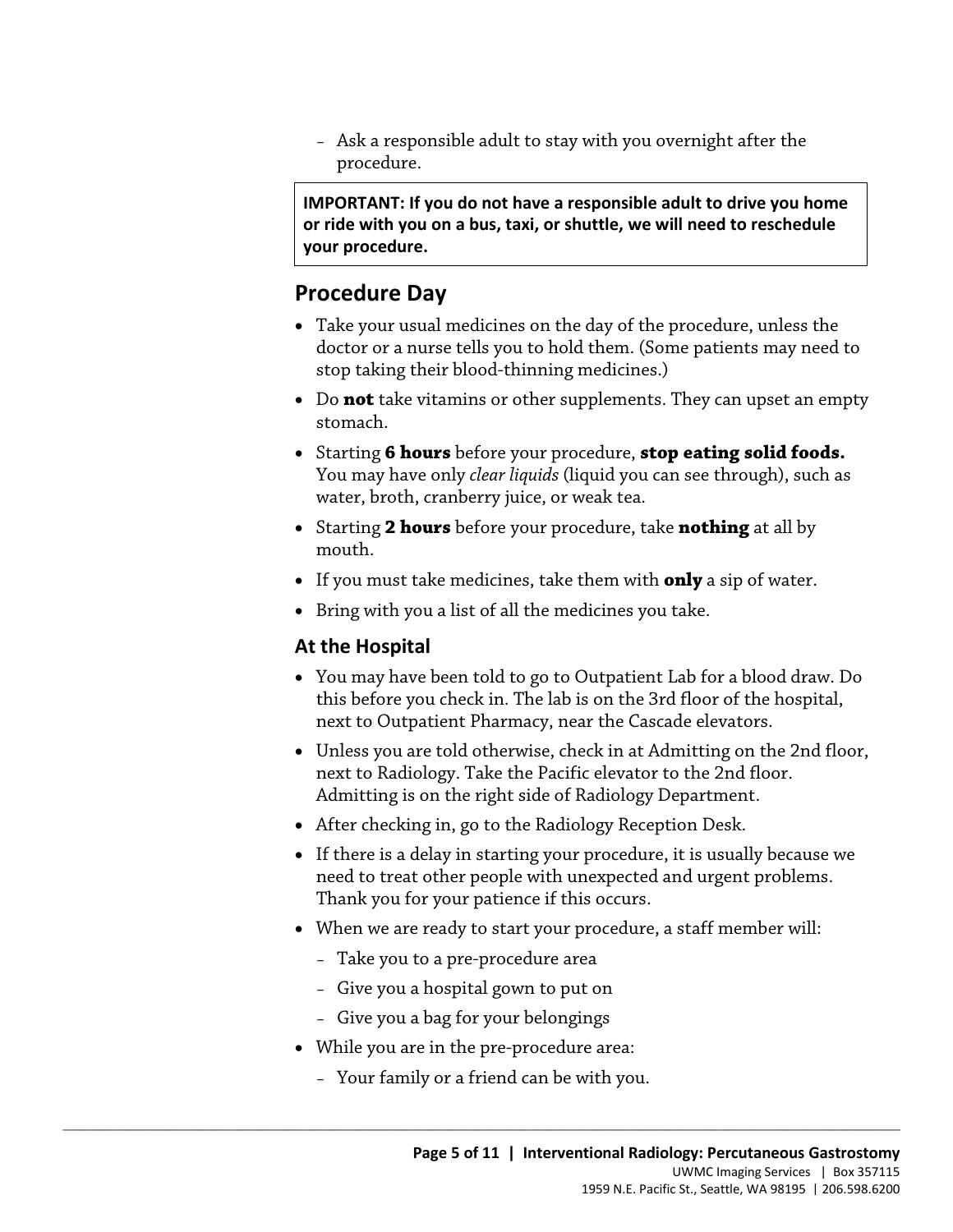- Ask a responsible adult to stay with you overnight after the procedure.

**IMPORTANT: If you do not have a responsible adult to drive you home or ride with you on a bus, taxi, or shuttle, we will need to reschedule your procedure.**

## Procedure Day

- Take your usual medicines on the day of the procedure, unless the doctor or a nurse tells you to hold them. (Some patients may need to stop taking their blood-thinning medicines.)
- Do **not** take vitamins or other supplements. They can upset an empty stomach.
- Starting **6 hours** before your procedure, **stop eating solid foods.** You may have only *clear liquids* (liquid you can see through), such as water, broth, cranberry juice, or weak tea.
- Starting **2 hours** before your procedure, take **nothing** at all by mouth.
- If you must take medicines, take them with **only** a sip of water.
- Bring with you a list of all the medicines you take.

### At the Hospital

- You may have been told to go to Outpatient Lab for a blood draw. Do this before you check in. The lab is on the 3rd floor of the hospital, next to Outpatient Pharmacy, near the Cascade elevators.
- Unless you are told otherwise, check in at Admitting on the 2nd floor, next to Radiology. Take the Pacific elevator to the 2nd floor. Admitting is on the right side of Radiology Department.
- After checking in, go to the Radiology Reception Desk.
- If there is a delay in starting your procedure, it is usually because we need to treat other people with unexpected and urgent problems. Thank you for your patience if this occurs.
- When we are ready to start your procedure, a staff member will:
  - Take you to a pre-procedure area
  - Give you a hospital gown to put on
  - Give you a bag for your belongings
- While you are in the pre-procedure area:
  - Your family or a friend can be with you.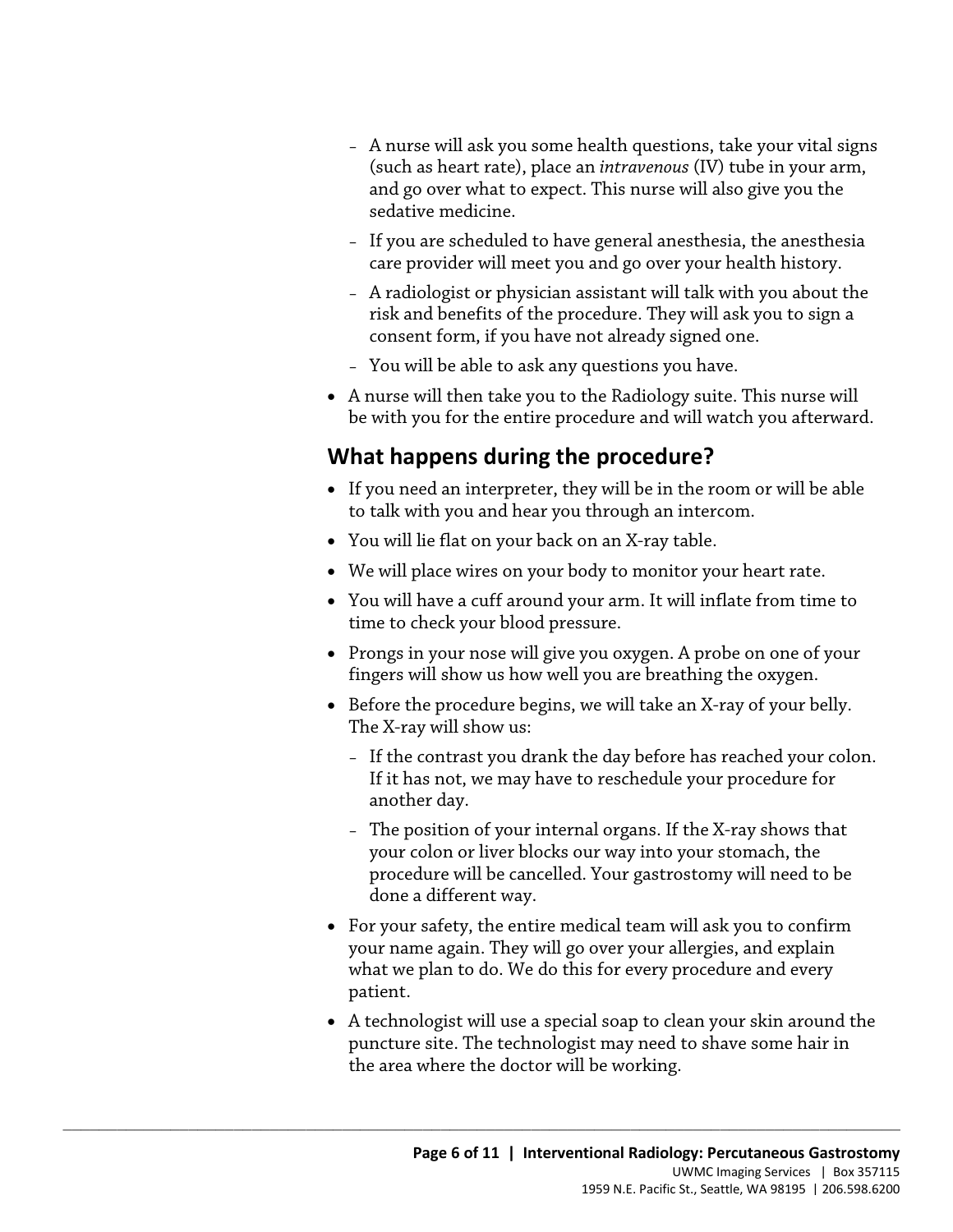- A nurse will ask you some health questions, take your vital signs (such as heart rate), place an *intravenous* (IV) tube in your arm, and go over what to expect. This nurse will also give you the sedative medicine.
  - If you are scheduled to have general anesthesia, the anesthesia care provider will meet you and go over your health history.
  - A radiologist or physician assistant will talk with you about the risk and benefits of the procedure. They will ask you to sign a consent form, if you have not already signed one.
  - You will be able to ask any questions you have.
- A nurse will then take you to the Radiology suite. This nurse will be with you for the entire procedure and will watch you afterward.

## What happens during the procedure?

- If you need an interpreter, they will be in the room or will be able to talk with you and hear you through an intercom.
- You will lie flat on your back on an X-ray table.
- We will place wires on your body to monitor your heart rate.
- You will have a cuff around your arm. It will inflate from time to time to check your blood pressure.
- Prongs in your nose will give you oxygen. A probe on one of your fingers will show us how well you are breathing the oxygen.
- Before the procedure begins, we will take an X-ray of your belly. The X-ray will show us:
  - If the contrast you drank the day before has reached your colon. If it has not, we may have to reschedule your procedure for another day.
  - The position of your internal organs. If the X-ray shows that your colon or liver blocks our way into your stomach, the procedure will be cancelled. Your gastrostomy will need to be done a different way.
- For your safety, the entire medical team will ask you to confirm your name again. They will go over your allergies, and explain what we plan to do. We do this for every procedure and every patient.
- A technologist will use a special soap to clean your skin around the puncture site. The technologist may need to shave some hair in the area where the doctor will be working.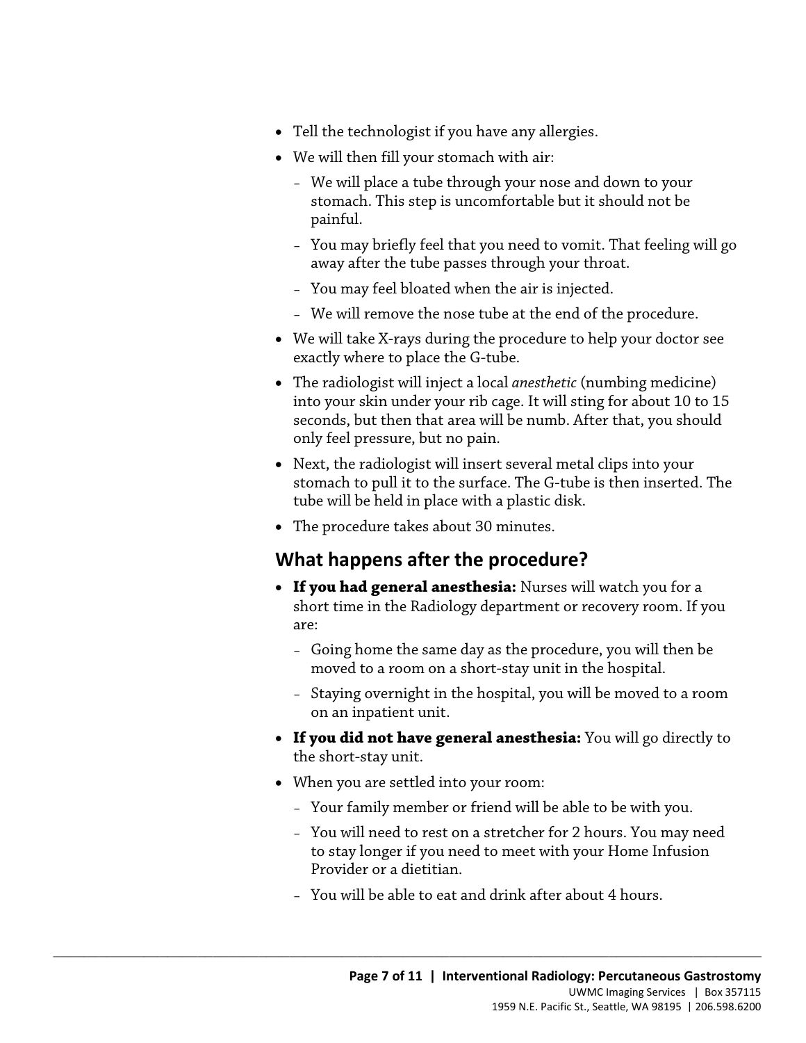- Tell the technologist if you have any allergies.
- We will then fill your stomach with air:
  - We will place a tube through your nose and down to your stomach. This step is uncomfortable but it should not be painful.
  - You may briefly feel that you need to vomit. That feeling will go away after the tube passes through your throat.
  - You may feel bloated when the air is injected.
  - We will remove the nose tube at the end of the procedure.
- We will take X-rays during the procedure to help your doctor see exactly where to place the G-tube.
- The radiologist will inject a local *anesthetic* (numbing medicine) into your skin under your rib cage. It will sting for about 10 to 15 seconds, but then that area will be numb. After that, you should only feel pressure, but no pain.
- Next, the radiologist will insert several metal clips into your stomach to pull it to the surface. The G-tube is then inserted. The tube will be held in place with a plastic disk.
- The procedure takes about 30 minutes.

## What happens after the procedure?

- **If you had general anesthesia:** Nurses will watch you for a short time in the Radiology department or recovery room. If you are:
  - Going home the same day as the procedure, you will then be moved to a room on a short-stay unit in the hospital.
  - Staying overnight in the hospital, you will be moved to a room on an inpatient unit.
- **If you did not have general anesthesia:** You will go directly to the short-stay unit.
- When you are settled into your room:
  - Your family member or friend will be able to be with you.
  - You will need to rest on a stretcher for 2 hours. You may need to stay longer if you need to meet with your Home Infusion Provider or a dietitian.
  - You will be able to eat and drink after about 4 hours.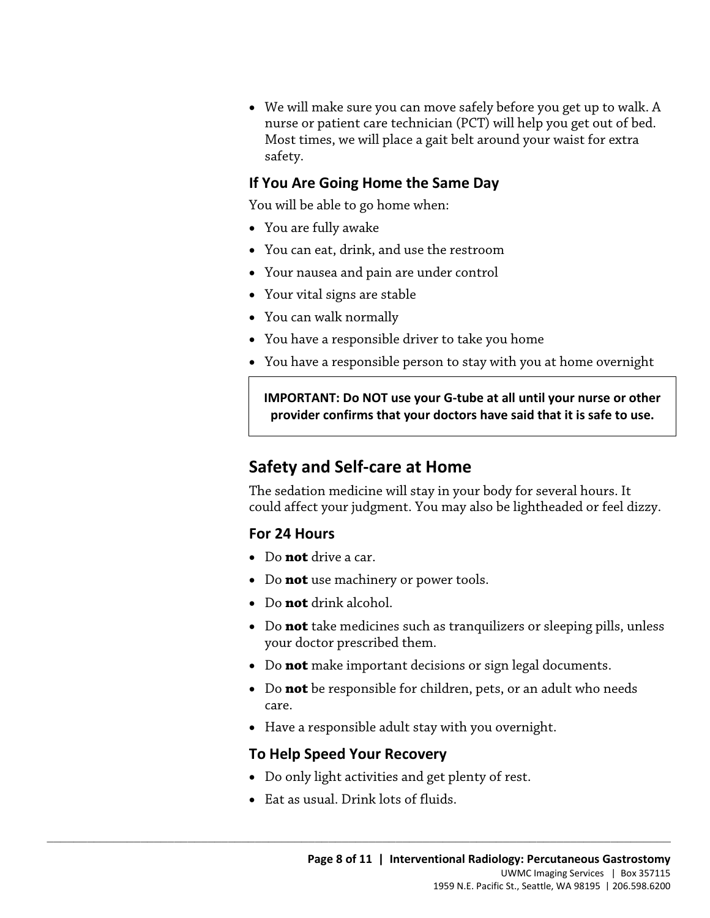- We will make sure you can move safely before you get up to walk. A nurse or patient care technician (PCT) will help you get out of bed. Most times, we will place a gait belt around your waist for extra safety.

### If You Are Going Home the Same Day

You will be able to go home when:

- You are fully awake
- You can eat, drink, and use the restroom
- Your nausea and pain are under control
- Your vital signs are stable
- You can walk normally
- You have a responsible driver to take you home
- You have a responsible person to stay with you at home overnight

**IMPORTANT: Do NOT use your G-tube at all until your nurse or other provider confirms that your doctors have said that it is safe to use.**

## Safety and Self-care at Home

The sedation medicine will stay in your body for several hours. It could affect your judgment. You may also be lightheaded or feel dizzy.

### For 24 Hours

- Do **not** drive a car.
- Do **not** use machinery or power tools.
- Do **not** drink alcohol.
- Do **not** take medicines such as tranquilizers or sleeping pills, unless your doctor prescribed them.
- Do **not** make important decisions or sign legal documents.
- Do **not** be responsible for children, pets, or an adult who needs care.
- Have a responsible adult stay with you overnight.

### To Help Speed Your Recovery

- Do only light activities and get plenty of rest.
- Eat as usual. Drink lots of fluids.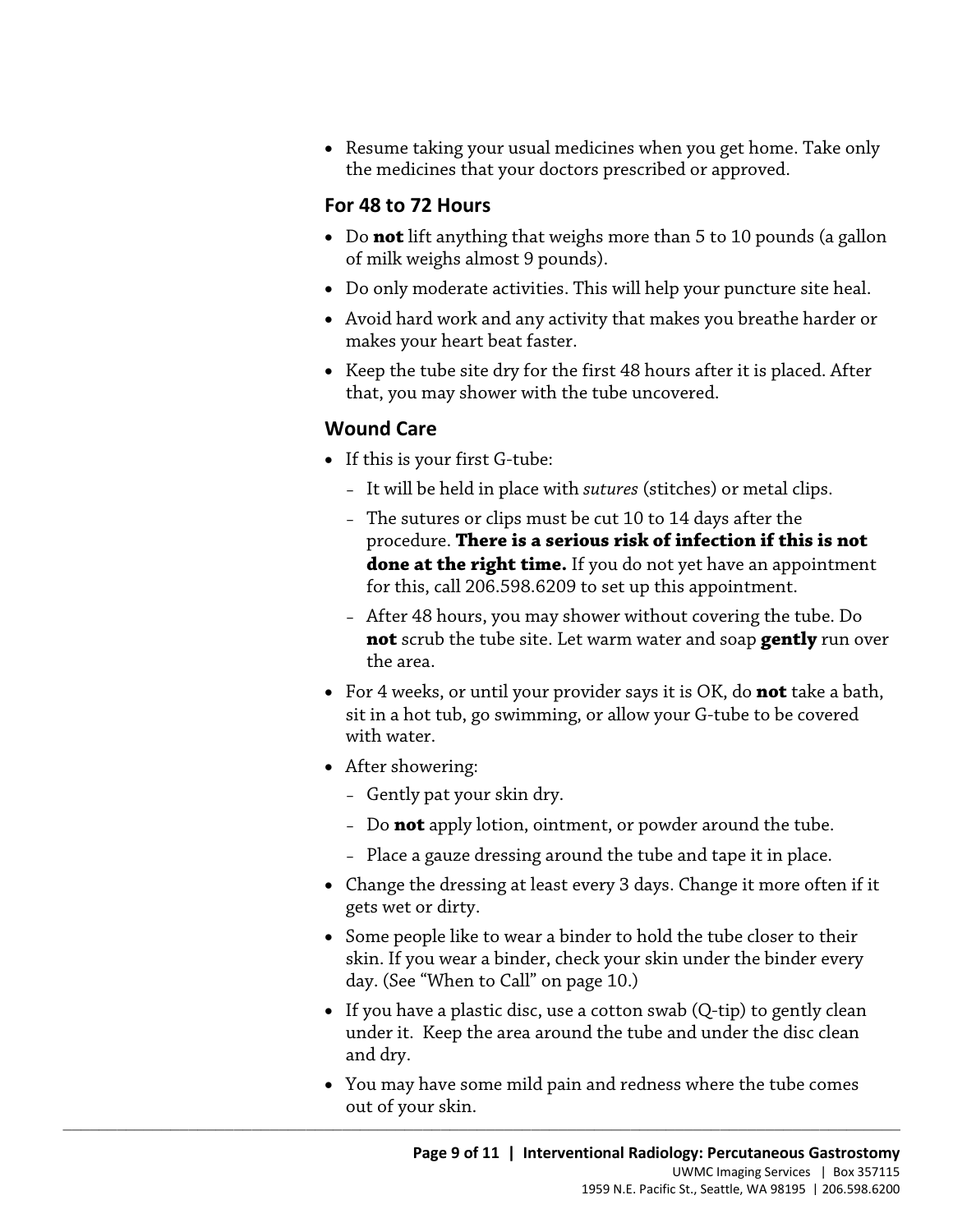- Resume taking your usual medicines when you get home. Take only the medicines that your doctors prescribed or approved.

### For 48 to 72 Hours

- Do **not** lift anything that weighs more than 5 to 10 pounds (a gallon of milk weighs almost 9 pounds).
- Do only moderate activities. This will help your puncture site heal.
- Avoid hard work and any activity that makes you breathe harder or makes your heart beat faster.
- Keep the tube site dry for the first 48 hours after it is placed. After that, you may shower with the tube uncovered.

### Wound Care

- If this is your first G-tube:
  - It will be held in place with *sutures* (stitches) or metal clips.
  - The sutures or clips must be cut 10 to 14 days after the procedure. **There is a serious risk of infection if this is not done at the right time.** If you do not yet have an appointment for this, call 206.598.6209 to set up this appointment.
  - After 48 hours, you may shower without covering the tube. Do **not** scrub the tube site. Let warm water and soap **gently** run over the area.
- For 4 weeks, or until your provider says it is OK, do **not** take a bath, sit in a hot tub, go swimming, or allow your G-tube to be covered with water.
- After showering:
  - Gently pat your skin dry.
  - Do **not** apply lotion, ointment, or powder around the tube.
  - Place a gauze dressing around the tube and tape it in place.
- Change the dressing at least every 3 days. Change it more often if it gets wet or dirty.
- Some people like to wear a binder to hold the tube closer to their skin. If you wear a binder, check your skin under the binder every day. (See "When to Call" on page 10.)
- If you have a plastic disc, use a cotton swab (Q-tip) to gently clean under it. Keep the area around the tube and under the disc clean and dry.
- You may have some mild pain and redness where the tube comes out of your skin.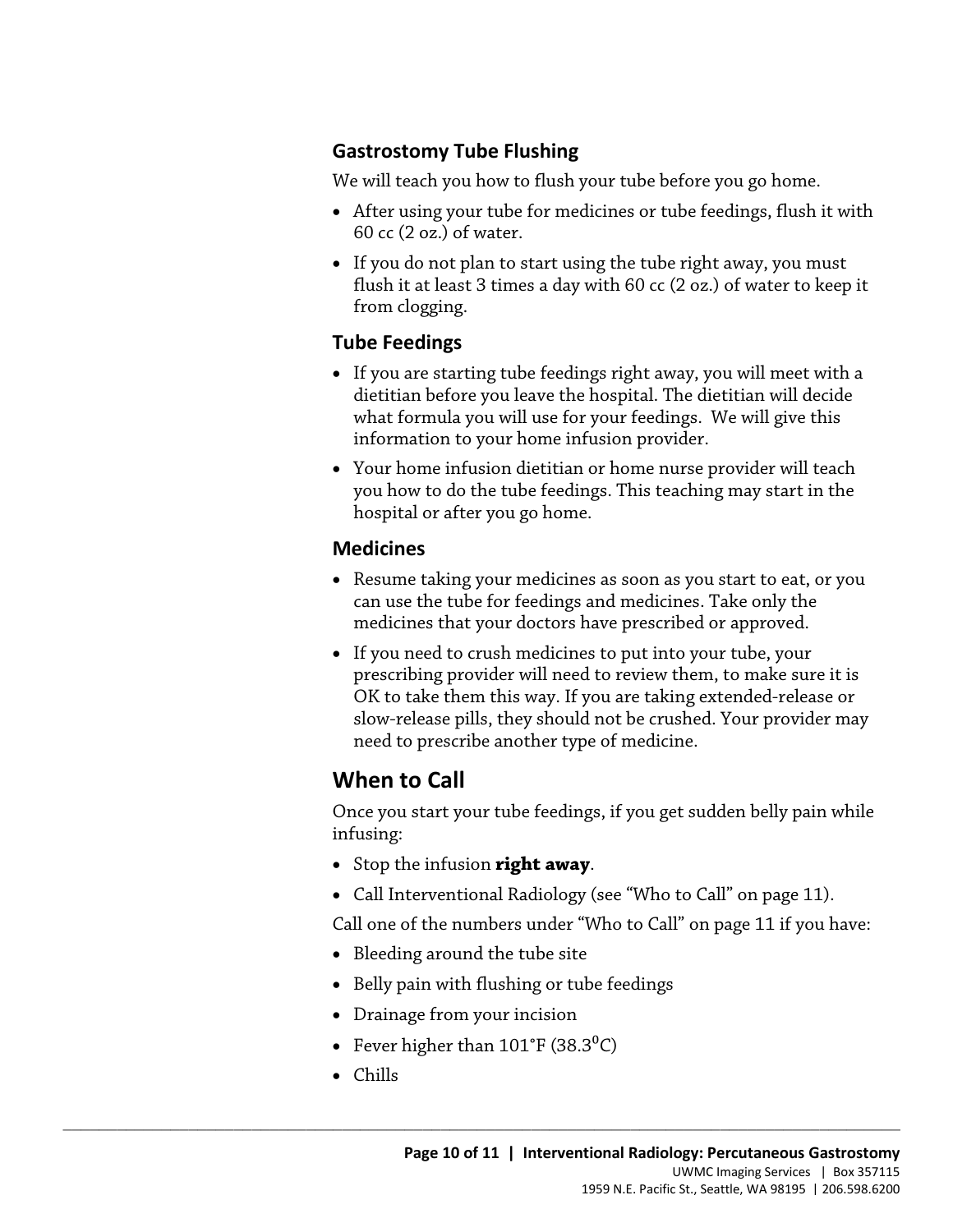### Gastrostomy Tube Flushing

We will teach you how to flush your tube before you go home.

- After using your tube for medicines or tube feedings, flush it with 60 cc (2 oz.) of water.
- If you do not plan to start using the tube right away, you must flush it at least 3 times a day with 60 cc (2 oz.) of water to keep it from clogging.

### Tube Feedings

- If you are starting tube feedings right away, you will meet with a dietitian before you leave the hospital. The dietitian will decide what formula you will use for your feedings. We will give this information to your home infusion provider.
- Your home infusion dietitian or home nurse provider will teach you how to do the tube feedings. This teaching may start in the hospital or after you go home.

### Medicines

- Resume taking your medicines as soon as you start to eat, or you can use the tube for feedings and medicines. Take only the medicines that your doctors have prescribed or approved.
- If you need to crush medicines to put into your tube, your prescribing provider will need to review them, to make sure it is OK to take them this way. If you are taking extended-release or slow-release pills, they should not be crushed. Your provider may need to prescribe another type of medicine.

## When to Call

Once you start your tube feedings, if you get sudden belly pain while infusing:

- Stop the infusion **right away**.
- Call Interventional Radiology (see "Who to Call" on page 11).

Call one of the numbers under "Who to Call" on page 11 if you have:

- Bleeding around the tube site
- Belly pain with flushing or tube feedings
- Drainage from your incision
- Fever higher than 101°F (38.3°C)
- Chills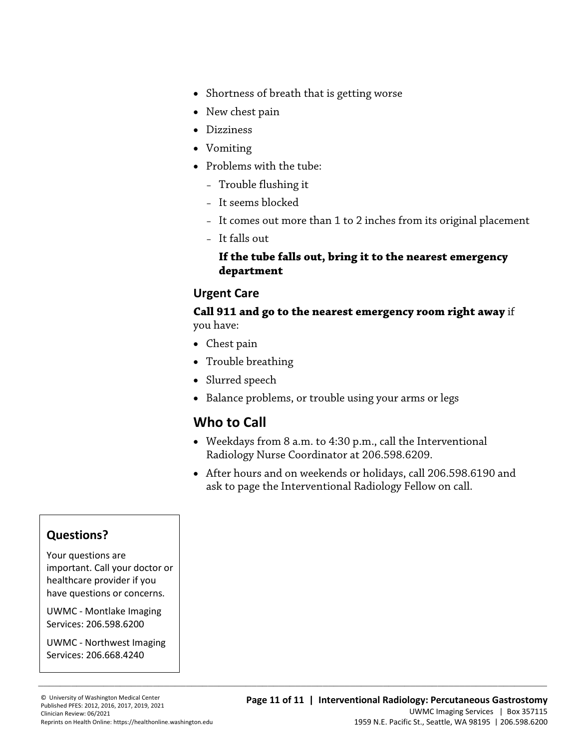- Shortness of breath that is getting worse
- New chest pain
- Dizziness
- Vomiting
- Problems with the tube:
  - Trouble flushing it
  - It seems blocked
  - It comes out more than 1 to 2 inches from its original placement
  - It falls out

  **If the tube falls out, bring it to the nearest emergency department**

### Urgent Care

**Call 911 and go to the nearest emergency room right away** if you have:

- Chest pain
- Trouble breathing
- Slurred speech
- Balance problems, or trouble using your arms or legs

## Who to Call

- Weekdays from 8 a.m. to 4:30 p.m., call the Interventional Radiology Nurse Coordinator at 206.598.6209.
- After hours and on weekends or holidays, call 206.598.6190 and ask to page the Interventional Radiology Fellow on call.

### Questions?

Your questions are important. Call your doctor or healthcare provider if you have questions or concerns.

UWMC - Montlake Imaging Services: 206.598.6200

UWMC - Northwest Imaging Services: 206.668.4240

© University of Washington Medical Center
Published PFES: 2012, 2016, 2017, 2019, 2021
Clinician Review: 06/2021
Reprints on Health Online: https://healthonline.washington.edu

UWMC Imaging Services | Box 357115
1959 N.E. Pacific St., Seattle, WA 98195 | 206.598.6200